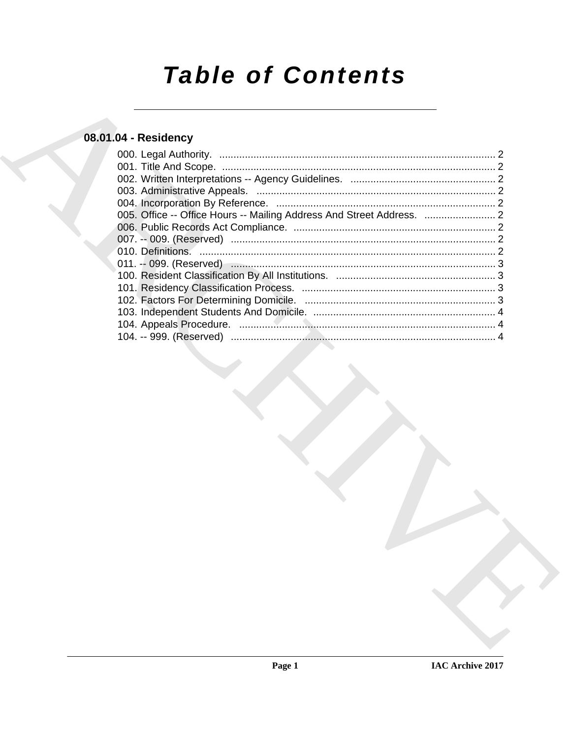# *Table of Contents*

## 08.01.04 - Residency

000. Legal Authority. ................................................................................................ 2
001. Title And Scope. ............................................................................................... 2
002. Written Interpretations -- Agency Guidelines. .................................................. 2
003. Administrative Appeals. ................................................................................... 2
004. Incorporation By Reference. ............................................................................ 2
005. Office -- Office Hours -- Mailing Address And Street Address. ......................... 2
006. Public Records Act Compliance. ...................................................................... 2
007. -- 009. (Reserved) ............................................................................................ 2
010. Definitions. ....................................................................................................... 2
011. -- 099. (Reserved) ............................................................................................ 3
100. Resident Classification By All Institutions. ....................................................... 3
101. Residency Classification Process. ................................................................... 3
102. Factors For Determining Domicile. .................................................................. 3
103. Independent Students And Domicile. ............................................................... 4
104. Appeals Procedure. ......................................................................................... 4
104. -- 999. (Reserved) ............................................................................................ 4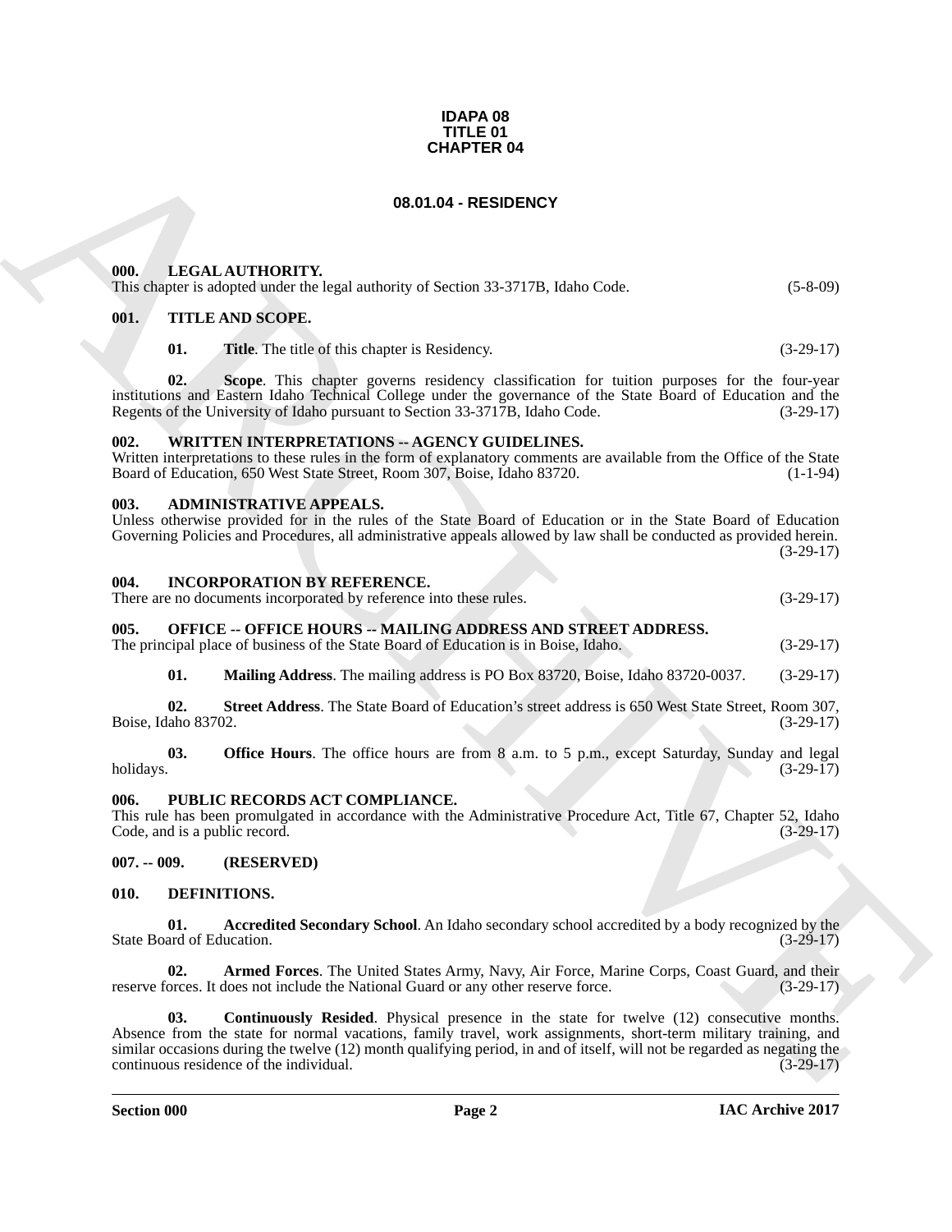**IDAPA 08**
**TITLE 01**
**CHAPTER 04**

# 08.01.04 - RESIDENCY

### 000. LEGAL AUTHORITY.

This chapter is adopted under the legal authority of Section 33-3717B, Idaho Code. (5-8-09)

### 001. TITLE AND SCOPE.

**01. Title**. The title of this chapter is Residency. (3-29-17)

**02. Scope**. This chapter governs residency classification for tuition purposes for the four-year institutions and Eastern Idaho Technical College under the governance of the State Board of Education and the Regents of the University of Idaho pursuant to Section 33-3717B, Idaho Code. (3-29-17)

### 002. WRITTEN INTERPRETATIONS -- AGENCY GUIDELINES.

Written interpretations to these rules in the form of explanatory comments are available from the Office of the State Board of Education, 650 West State Street, Room 307, Boise, Idaho 83720. (1-1-94)

### 003. ADMINISTRATIVE APPEALS.

Unless otherwise provided for in the rules of the State Board of Education or in the State Board of Education Governing Policies and Procedures, all administrative appeals allowed by law shall be conducted as provided herein. (3-29-17)

### 004. INCORPORATION BY REFERENCE.

There are no documents incorporated by reference into these rules. (3-29-17)

### 005. OFFICE -- OFFICE HOURS -- MAILING ADDRESS AND STREET ADDRESS.

The principal place of business of the State Board of Education is in Boise, Idaho. (3-29-17)

**01. Mailing Address**. The mailing address is PO Box 83720, Boise, Idaho 83720-0037. (3-29-17)

**02. Street Address**. The State Board of Education's street address is 650 West State Street, Room 307, Boise, Idaho 83702. (3-29-17)

**03. Office Hours**. The office hours are from 8 a.m. to 5 p.m., except Saturday, Sunday and legal holidays. (3-29-17)

### 006. PUBLIC RECORDS ACT COMPLIANCE.

This rule has been promulgated in accordance with the Administrative Procedure Act, Title 67, Chapter 52, Idaho Code, and is a public record. (3-29-17)

### 007. -- 009. (RESERVED)

### 010. DEFINITIONS.

**01. Accredited Secondary School**. An Idaho secondary school accredited by a body recognized by the State Board of Education. (3-29-17)

**02. Armed Forces**. The United States Army, Navy, Air Force, Marine Corps, Coast Guard, and their reserve forces. It does not include the National Guard or any other reserve force. (3-29-17)

**03. Continuously Resided**. Physical presence in the state for twelve (12) consecutive months. Absence from the state for normal vacations, family travel, work assignments, short-term military training, and similar occasions during the twelve (12) month qualifying period, in and of itself, will not be regarded as negating the continuous residence of the individual. (3-29-17)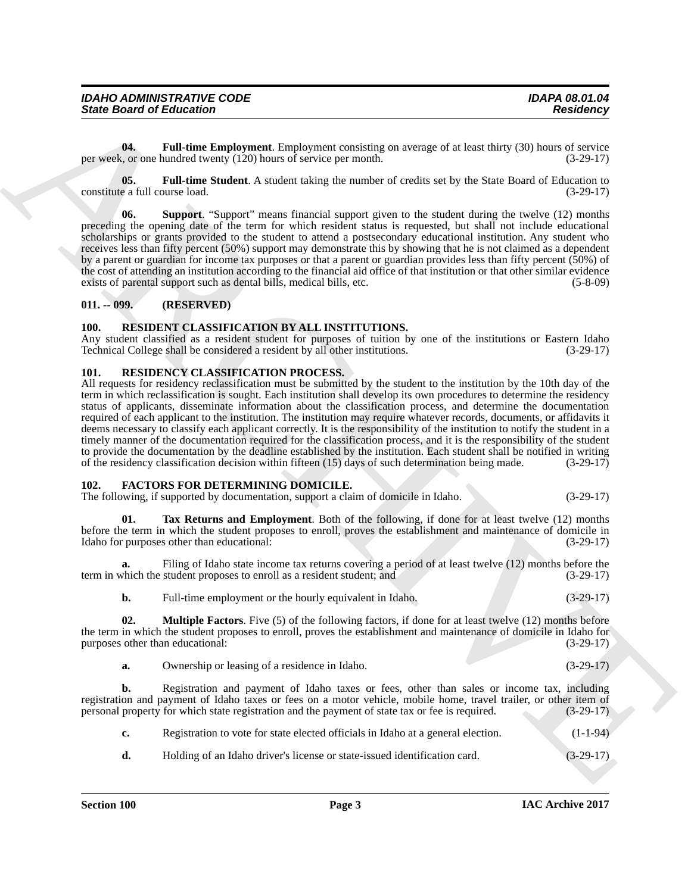**04. Full-time Employment**. Employment consisting on average of at least thirty (30) hours of service per week, or one hundred twenty (120) hours of service per month. (3-29-17)

**05. Full-time Student**. A student taking the number of credits set by the State Board of Education to constitute a full course load. (3-29-17)

**06. Support**. "Support" means financial support given to the student during the twelve (12) months preceding the opening date of the term for which resident status is requested, but shall not include educational scholarships or grants provided to the student to attend a postsecondary educational institution. Any student who receives less than fifty percent (50%) support may demonstrate this by showing that he is not claimed as a dependent by a parent or guardian for income tax purposes or that a parent or guardian provides less than fifty percent (50%) of the cost of attending an institution according to the financial aid office of that institution or that other similar evidence exists of parental support such as dental bills, medical bills, etc. (5-8-09)

## 011. -- 099. (RESERVED)

## 100. RESIDENT CLASSIFICATION BY ALL INSTITUTIONS.

Any student classified as a resident student for purposes of tuition by one of the institutions or Eastern Idaho Technical College shall be considered a resident by all other institutions. (3-29-17)

## 101. RESIDENCY CLASSIFICATION PROCESS.

All requests for residency reclassification must be submitted by the student to the institution by the 10th day of the term in which reclassification is sought. Each institution shall develop its own procedures to determine the residency status of applicants, disseminate information about the classification process, and determine the documentation required of each applicant to the institution. The institution may require whatever records, documents, or affidavits it deems necessary to classify each applicant correctly. It is the responsibility of the institution to notify the student in a timely manner of the documentation required for the classification process, and it is the responsibility of the student to provide the documentation by the deadline established by the institution. Each student shall be notified in writing of the residency classification decision within fifteen (15) days of such determination being made. (3-29-17)

## 102. FACTORS FOR DETERMINING DOMICILE.

The following, if supported by documentation, support a claim of domicile in Idaho. (3-29-17)

**01. Tax Returns and Employment**. Both of the following, if done for at least twelve (12) months before the term in which the student proposes to enroll, proves the establishment and maintenance of domicile in Idaho for purposes other than educational: (3-29-17)

**a.** Filing of Idaho state income tax returns covering a period of at least twelve (12) months before the term in which the student proposes to enroll as a resident student; and (3-29-17)

**b.** Full-time employment or the hourly equivalent in Idaho. (3-29-17)

**02. Multiple Factors**. Five (5) of the following factors, if done for at least twelve (12) months before the term in which the student proposes to enroll, proves the establishment and maintenance of domicile in Idaho for purposes other than educational: (3-29-17)

**a.** Ownership or leasing of a residence in Idaho. (3-29-17)

**b.** Registration and payment of Idaho taxes or fees, other than sales or income tax, including registration and payment of Idaho taxes or fees on a motor vehicle, mobile home, travel trailer, or other item of personal property for which state registration and the payment of state tax or fee is required. (3-29-17)

**c.** Registration to vote for state elected officials in Idaho at a general election. (1-1-94)

**d.** Holding of an Idaho driver's license or state-issued identification card. (3-29-17)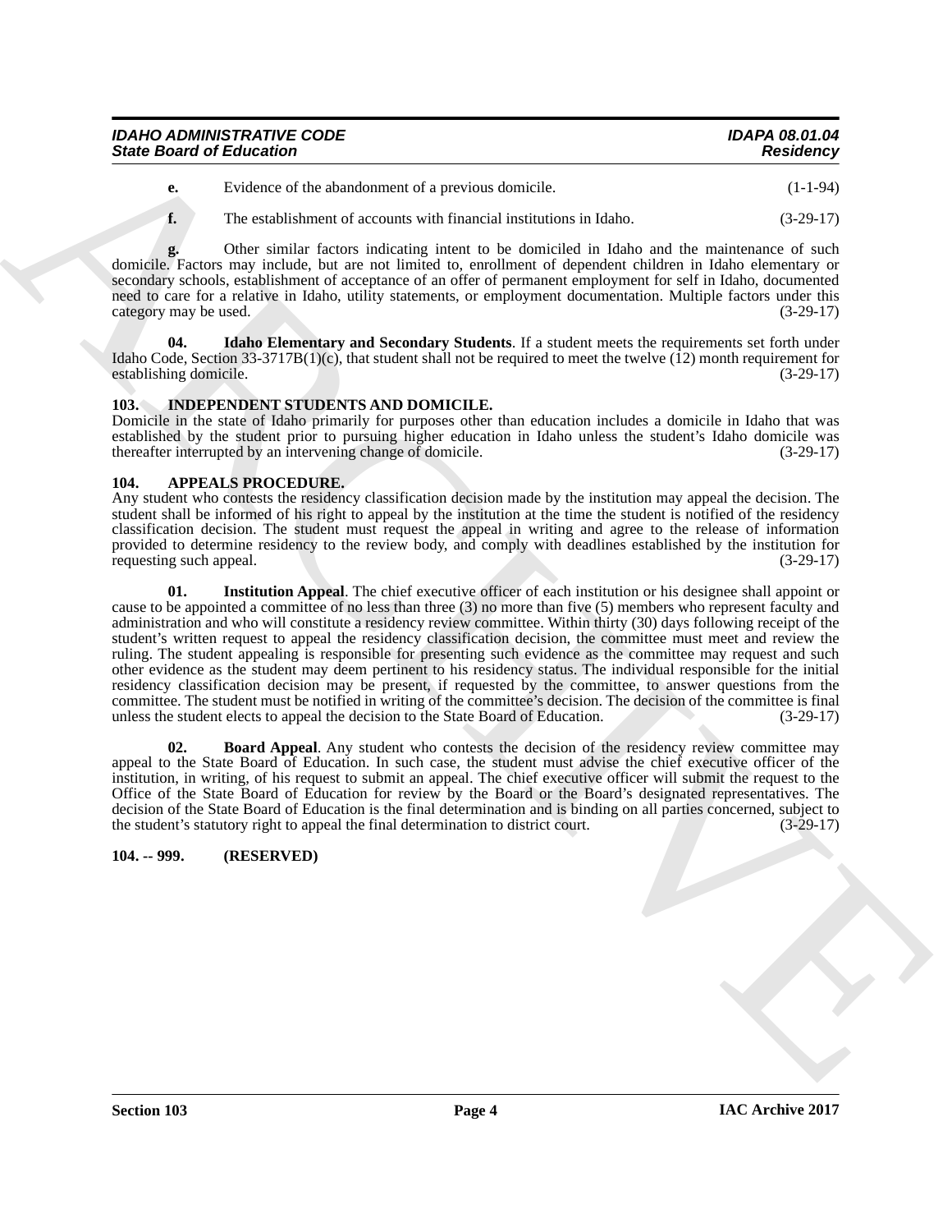**e.** Evidence of the abandonment of a previous domicile. (1-1-94)

**f.** The establishment of accounts with financial institutions in Idaho. (3-29-17)

**g.** Other similar factors indicating intent to be domiciled in Idaho and the maintenance of such domicile. Factors may include, but are not limited to, enrollment of dependent children in Idaho elementary or secondary schools, establishment of acceptance of an offer of permanent employment for self in Idaho, documented need to care for a relative in Idaho, utility statements, or employment documentation. Multiple factors under this category may be used. (3-29-17)

**04. Idaho Elementary and Secondary Students**. If a student meets the requirements set forth under Idaho Code, Section 33-3717B(1)(c), that student shall not be required to meet the twelve (12) month requirement for establishing domicile. (3-29-17)

## 103. INDEPENDENT STUDENTS AND DOMICILE.

Domicile in the state of Idaho primarily for purposes other than education includes a domicile in Idaho that was established by the student prior to pursuing higher education in Idaho unless the student's Idaho domicile was thereafter interrupted by an intervening change of domicile. (3-29-17)

## 104. APPEALS PROCEDURE.

Any student who contests the residency classification decision made by the institution may appeal the decision. The student shall be informed of his right to appeal by the institution at the time the student is notified of the residency classification decision. The student must request the appeal in writing and agree to the release of information provided to determine residency to the review body, and comply with deadlines established by the institution for requesting such appeal. (3-29-17)

**01. Institution Appeal**. The chief executive officer of each institution or his designee shall appoint or cause to be appointed a committee of no less than three (3) no more than five (5) members who represent faculty and administration and who will constitute a residency review committee. Within thirty (30) days following receipt of the student's written request to appeal the residency classification decision, the committee must meet and review the ruling. The student appealing is responsible for presenting such evidence as the committee may request and such other evidence as the student may deem pertinent to his residency status. The individual responsible for the initial residency classification decision may be present, if requested by the committee, to answer questions from the committee. The student must be notified in writing of the committee's decision. The decision of the committee is final unless the student elects to appeal the decision to the State Board of Education. (3-29-17)

**02. Board Appeal**. Any student who contests the decision of the residency review committee may appeal to the State Board of Education. In such case, the student must advise the chief executive officer of the institution, in writing, of his request to submit an appeal. The chief executive officer will submit the request to the Office of the State Board of Education for review by the Board or the Board's designated representatives. The decision of the State Board of Education is the final determination and is binding on all parties concerned, subject to the student's statutory right to appeal the final determination to district court. (3-29-17)

## 104. -- 999. (RESERVED)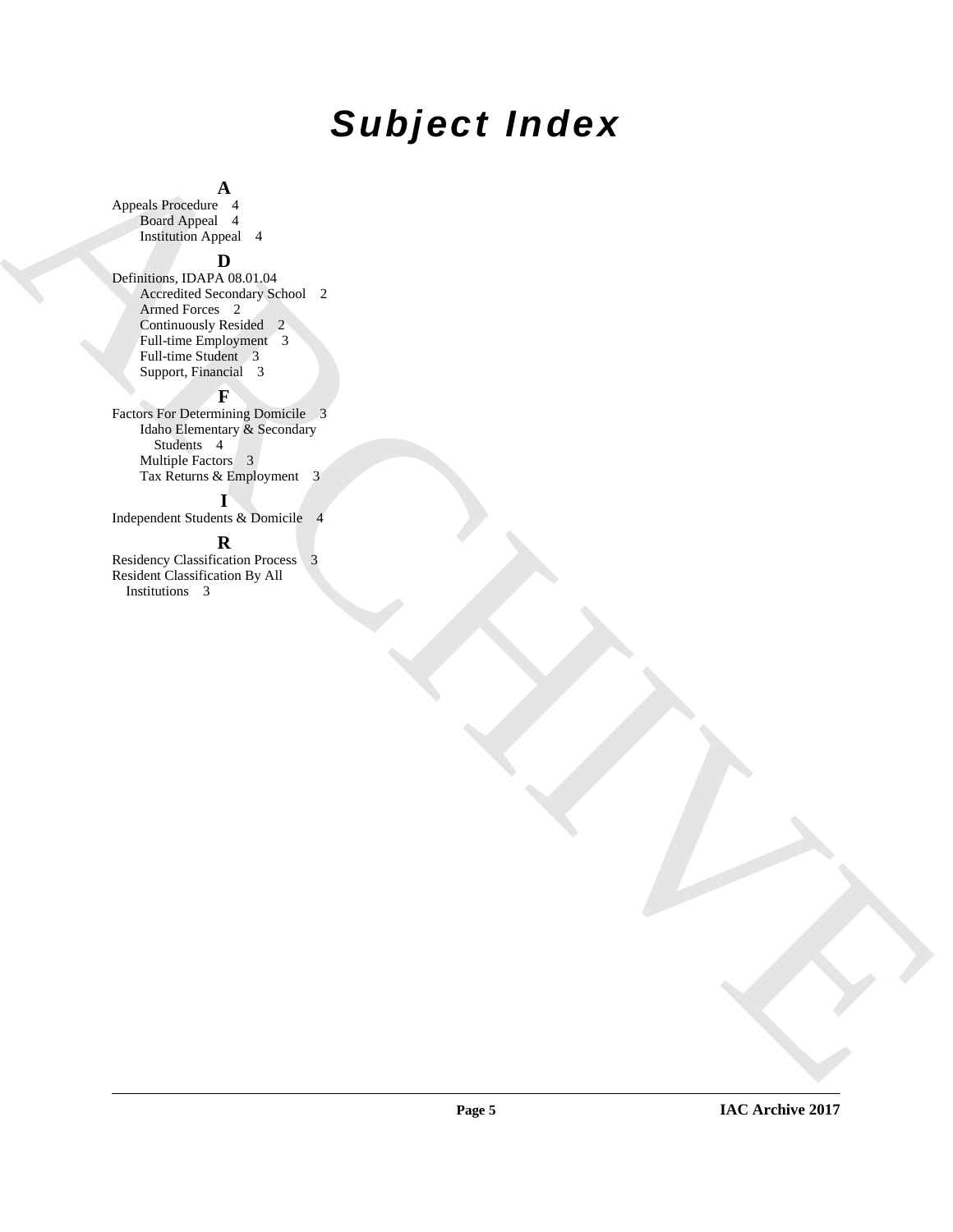# Subject Index

**A**

Appeals Procedure 4
- Board Appeal 4
- Institution Appeal 4

**D**

Definitions, IDAPA 08.01.04
- Accredited Secondary School 2
- Armed Forces 2
- Continuously Resided 2
- Full-time Employment 3
- Full-time Student 3
- Support, Financial 3

**F**

Factors For Determining Domicile 3
- Idaho Elementary & Secondary Students 4
- Multiple Factors 3
- Tax Returns & Employment 3

**I**

Independent Students & Domicile 4

**R**

Residency Classification Process 3

Resident Classification By All Institutions 3